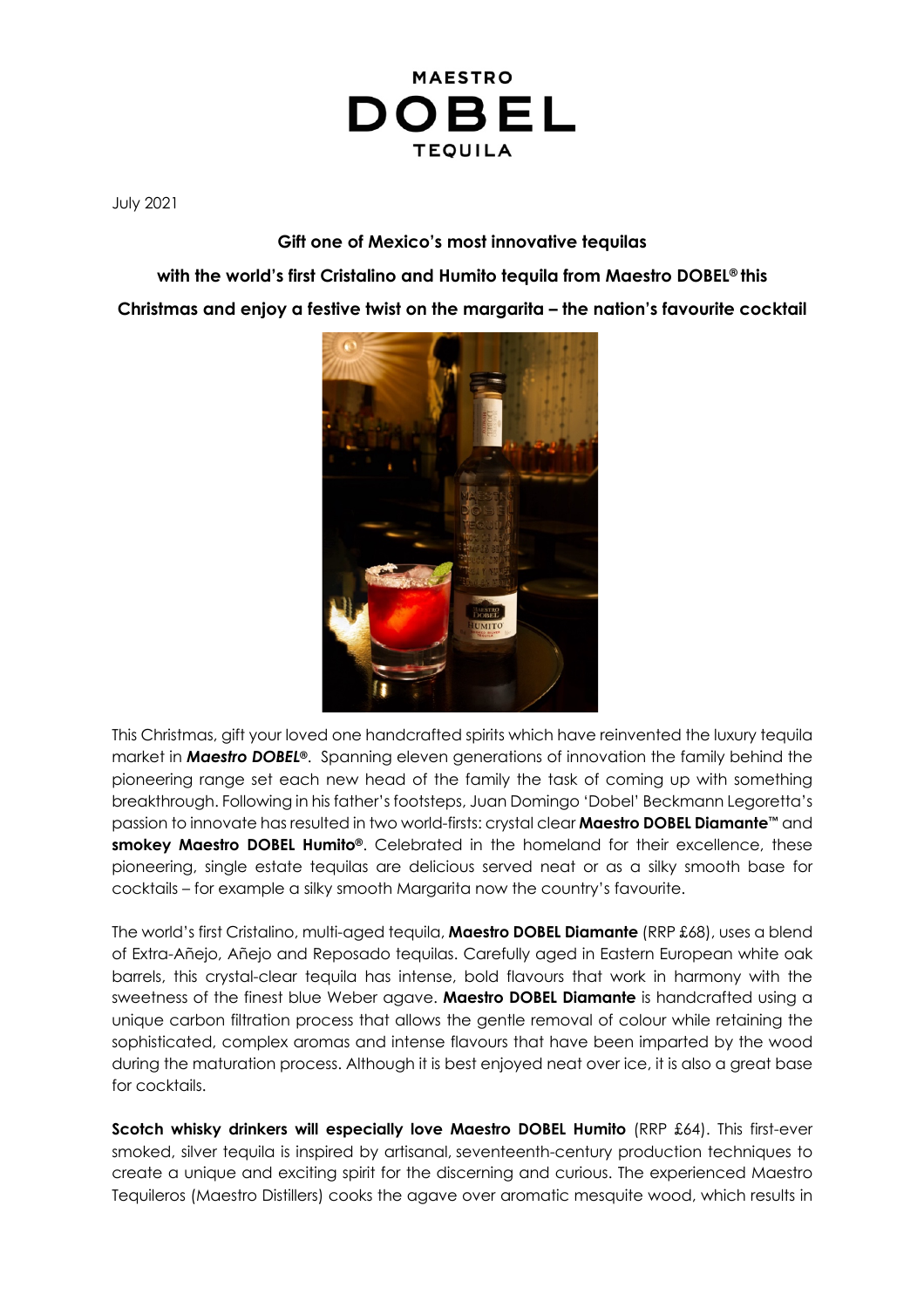MAESTRO
DOBEL
TEQUILA

July 2021

**Gift one of Mexico's most innovative tequilas**

**with the world's first Cristalino and Humito tequila from Maestro DOBEL® this**

**Christmas and enjoy a festive twist on the margarita – the nation's favourite cocktail**

This Christmas, gift your loved one handcrafted spirits which have reinvented the luxury tequila market in ***Maestro DOBEL®***. Spanning eleven generations of innovation the family behind the pioneering range set each new head of the family the task of coming up with something breakthrough. Following in his father's footsteps, Juan Domingo 'Dobel' Beckmann Legoretta's passion to innovate has resulted in two world-firsts: crystal clear **Maestro DOBEL Diamante™** and **smokey Maestro DOBEL Humito®**. Celebrated in the homeland for their excellence, these pioneering, single estate tequilas are delicious served neat or as a silky smooth base for cocktails – for example a silky smooth Margarita now the country's favourite.

The world's first Cristalino, multi-aged tequila, **Maestro DOBEL Diamante** (RRP £68), uses a blend of Extra-Añejo, Añejo and Reposado tequilas. Carefully aged in Eastern European white oak barrels, this crystal-clear tequila has intense, bold flavours that work in harmony with the sweetness of the finest blue Weber agave. **Maestro DOBEL Diamante** is handcrafted using a unique carbon filtration process that allows the gentle removal of colour while retaining the sophisticated, complex aromas and intense flavours that have been imparted by the wood during the maturation process. Although it is best enjoyed neat over ice, it is also a great base for cocktails.

**Scotch whisky drinkers will especially love Maestro DOBEL Humito** (RRP £64). This first-ever smoked, silver tequila is inspired by artisanal, seventeenth-century production techniques to create a unique and exciting spirit for the discerning and curious. The experienced Maestro Tequileros (Maestro Distillers) cooks the agave over aromatic mesquite wood, which results in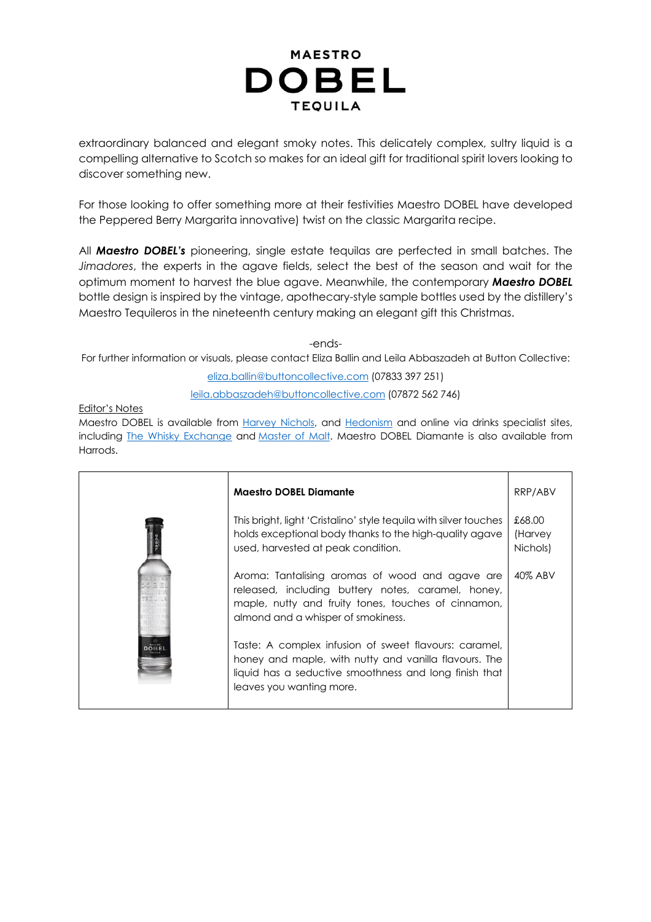# MAESTRO DOBEL TEQUILA

extraordinary balanced and elegant smoky notes. This delicately complex, sultry liquid is a compelling alternative to Scotch so makes for an ideal gift for traditional spirit lovers looking to discover something new.

For those looking to offer something more at their festivities Maestro DOBEL have developed the Peppered Berry Margarita innovative) twist on the classic Margarita recipe.

All ***Maestro DOBEL's*** pioneering, single estate tequilas are perfected in small batches. The *Jimadores*, the experts in the agave fields, select the best of the season and wait for the optimum moment to harvest the blue agave. Meanwhile, the contemporary ***Maestro DOBEL*** bottle design is inspired by the vintage, apothecary-style sample bottles used by the distillery's Maestro Tequileros in the nineteenth century making an elegant gift this Christmas.

-ends-

For further information or visuals, please contact Eliza Ballin and Leila Abbaszadeh at Button Collective:

eliza.ballin@buttoncollective.com (07833 397 251)

leila.abbaszadeh@buttoncollective.com (07872 562 746)

Editor's Notes

Maestro DOBEL is available from Harvey Nichols, and Hedonism and online via drinks specialist sites, including The Whisky Exchange and Master of Malt. Maestro DOBEL Diamante is also available from Harrods.

| | **Maestro DOBEL Diamante** | RRP/ABV |
|---|---|---|
| | This bright, light 'Cristalino' style tequila with silver touches holds exceptional body thanks to the high-quality agave used, harvested at peak condition. | £68.00 (Harvey Nichols) |
| | Aroma: Tantalising aromas of wood and agave are released, including buttery notes, caramel, honey, maple, nutty and fruity tones, touches of cinnamon, almond and a whisper of smokiness. | 40% ABV |
| | Taste: A complex infusion of sweet flavours: caramel, honey and maple, with nutty and vanilla flavours. The liquid has a seductive smoothness and long finish that leaves you wanting more. | |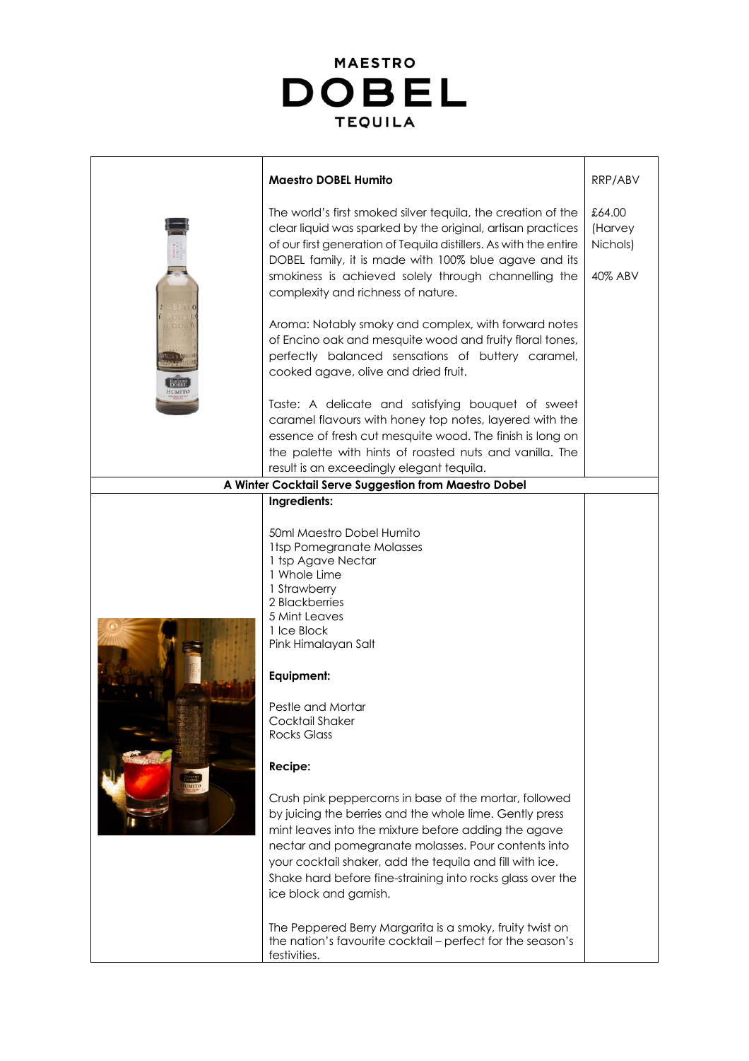# MAESTRO DOBEL TEQUILA

| | **Maestro DOBEL Humito** | RRP/ABV |
|---|---|---|
| | The world's first smoked silver tequila, the creation of the clear liquid was sparked by the original, artisan practices of our first generation of Tequila distillers. As with the entire DOBEL family, it is made with 100% blue agave and its smokiness is achieved solely through channelling the complexity and richness of nature.<br><br>Aroma: Notably smoky and complex, with forward notes of Encino oak and mesquite wood and fruity floral tones, perfectly balanced sensations of buttery caramel, cooked agave, olive and dried fruit.<br><br>Taste: A delicate and satisfying bouquet of sweet caramel flavours with honey top notes, layered with the essence of fresh cut mesquite wood. The finish is long on the palette with hints of roasted nuts and vanilla. The result is an exceedingly elegant tequila. | £64.00 (Harvey Nichols)<br><br>40% ABV |
| **A Winter Cocktail Serve Suggestion from Maestro Dobel** | | |
| | **Ingredients:**<br><br>50ml Maestro Dobel Humito<br>1tsp Pomegranate Molasses<br>1 tsp Agave Nectar<br>1 Whole Lime<br>1 Strawberry<br>2 Blackberries<br>5 Mint Leaves<br>1 Ice Block<br>Pink Himalayan Salt<br><br>**Equipment:**<br><br>Pestle and Mortar<br>Cocktail Shaker<br>Rocks Glass<br><br>**Recipe:**<br><br>Crush pink peppercorns in base of the mortar, followed by juicing the berries and the whole lime. Gently press mint leaves into the mixture before adding the agave nectar and pomegranate molasses. Pour contents into your cocktail shaker, add the tequila and fill with ice. Shake hard before fine-straining into rocks glass over the ice block and garnish.<br><br>The Peppered Berry Margarita is a smoky, fruity twist on the nation's favourite cocktail – perfect for the season's festivities. | |